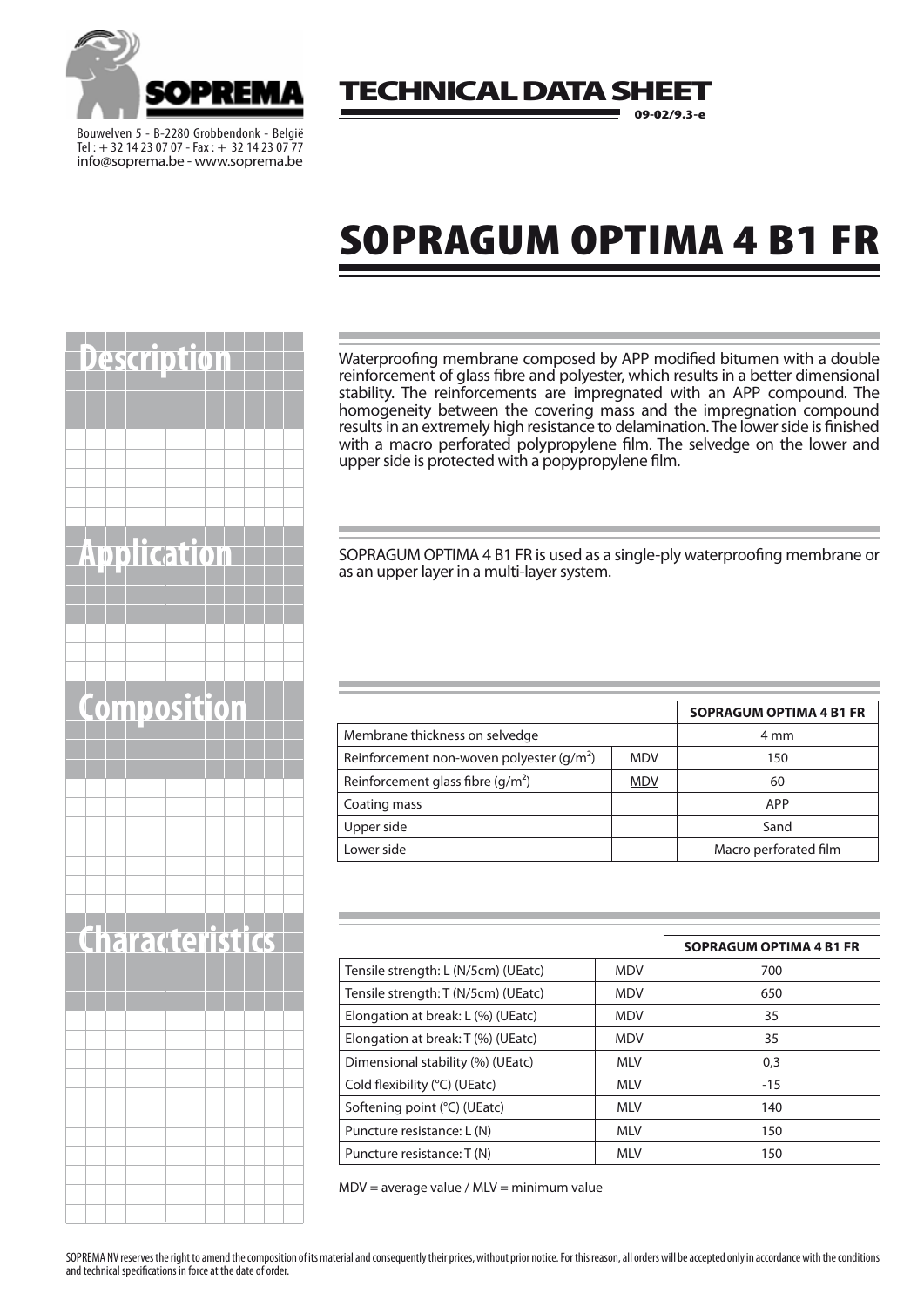SOPREMA

Bouwelven 5 - B-2280 Grobbendonk - België
Tel : + 32 14 23 07 07 - Fax : + 32 14 23 07 77
info@soprema.be - www.soprema.be

**TECHNICAL DATA SHEET**

**09-02/9.3-e**

# SOPRAGUM OPTIMA 4 B1 FR

## Description

Waterproofing membrane composed by APP modified bitumen with a double reinforcement of glass fibre and polyester, which results in a better dimensional stability. The reinforcements are impregnated with an APP compound. The homogeneity between the covering mass and the impregnation compound results in an extremely high resistance to delamination. The lower side is finished with a macro perforated polypropylene film. The selvedge on the lower and upper side is protected with a popypropylene film.

## Application

SOPRAGUM OPTIMA 4 B1 FR is used as a single-ply waterproofing membrane or as an upper layer in a multi-layer system.

## Composition

| | | SOPRAGUM OPTIMA 4 B1 FR |
|---|---|---|
| Membrane thickness on selvedge | | 4 mm |
| Reinforcement non-woven polyester (g/m²) | MDV | 150 |
| Reinforcement glass fibre (g/m²) | MDV | 60 |
| Coating mass | | APP |
| Upper side | | Sand |
| Lower side | | Macro perforated film |

## Characteristics

| | | SOPRAGUM OPTIMA 4 B1 FR |
|---|---|---|
| Tensile strength: L (N/5cm) (UEatc) | MDV | 700 |
| Tensile strength: T (N/5cm) (UEatc) | MDV | 650 |
| Elongation at break: L (%) (UEatc) | MDV | 35 |
| Elongation at break: T (%) (UEatc) | MDV | 35 |
| Dimensional stability (%) (UEatc) | MLV | 0,3 |
| Cold flexibility (°C) (UEatc) | MLV | -15 |
| Softening point (°C) (UEatc) | MLV | 140 |
| Puncture resistance: L (N) | MLV | 150 |
| Puncture resistance: T (N) | MLV | 150 |

MDV = average value / MLV = minimum value

SOPREMA NV reserves the right to amend the composition of its material and consequently their prices, without prior notice. For this reason, all orders will be accepted only in accordance with the conditions and technical specifications in force at the date of order.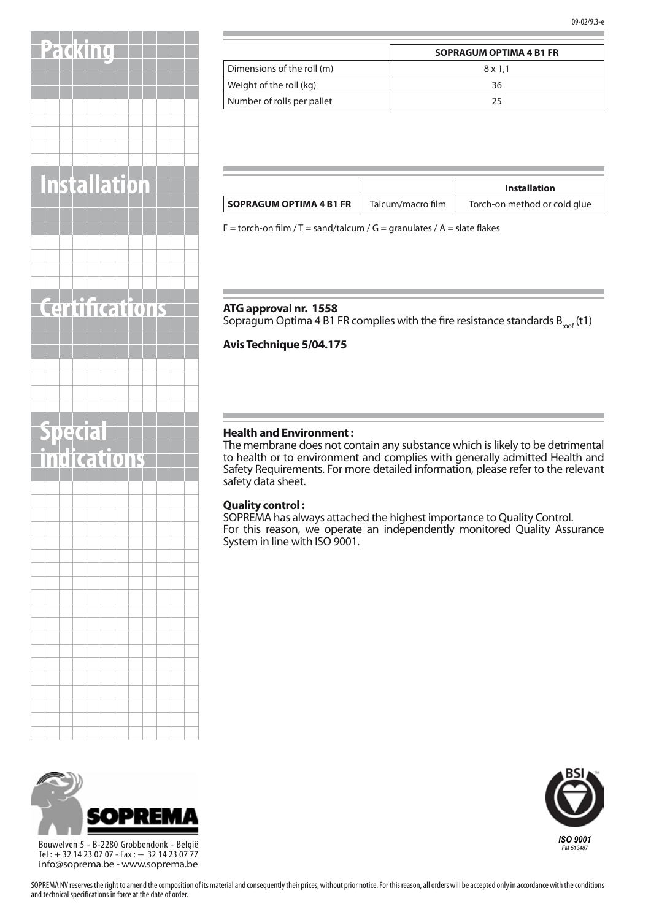## Packing

| | SOPRAGUM OPTIMA 4 B1 FR |
|---|---|
| Dimensions of the roll (m) | 8 x 1,1 |
| Weight of the roll (kg) | 36 |
| Number of rolls per pallet | 25 |

## Installation

| | | Installation |
|---|---|---|
| **SOPRAGUM OPTIMA 4 B1 FR** | Talcum/macro film | Torch-on method or cold glue |

F = torch-on film / T = sand/talcum / G = granulates / A = slate flakes

## Certifications

**ATG approval nr. 1558**
Sopragum Optima 4 B1 FR complies with the fire resistance standards $B_{roof}$ (t1)

**Avis Technique 5/04.175**

## Special indications

**Health and Environment :**
The membrane does not contain any substance which is likely to be detrimental to health or to environment and complies with generally admitted Health and Safety Requirements. For more detailed information, please refer to the relevant safety data sheet.

**Quality control :**
SOPREMA has always attached the highest importance to Quality Control.
For this reason, we operate an independently monitored Quality Assurance System in line with ISO 9001.

SOPREMA

Bouwelven 5 - B-2280 Grobbendonk - België
Tel : + 32 14 23 07 07 - Fax : + 32 14 23 07 77
info@soprema.be - www.soprema.be

BSI
ISO 9001
FM 513487

SOPREMA NV reserves the right to amend the composition of its material and consequently their prices, without prior notice. For this reason, all orders will be accepted only in accordance with the conditions and technical specifications in force at the date of order.